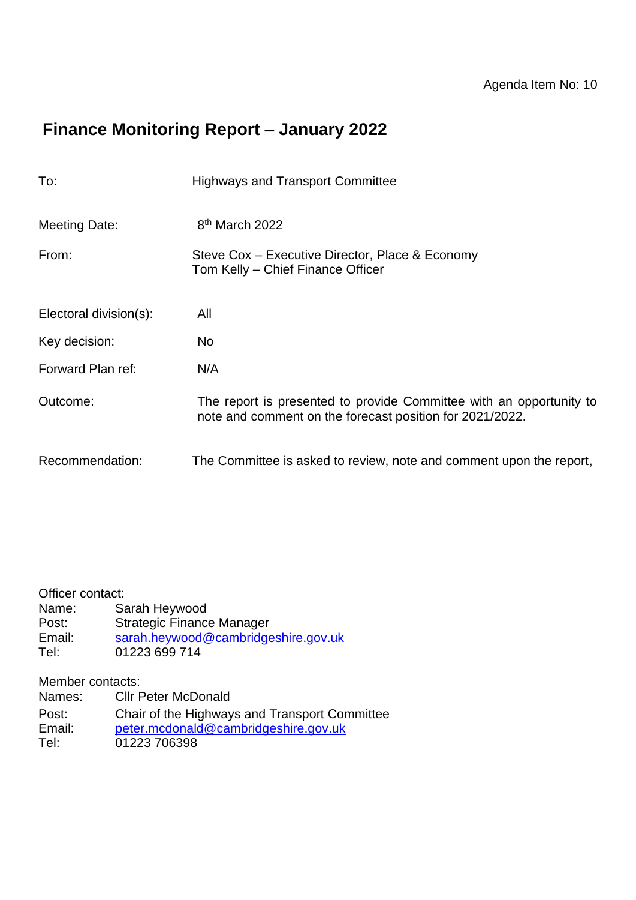Agenda Item No: 10

# Finance Monitoring Report – January 2022

| | |
|---|---|
| To: | Highways and Transport Committee |
| Meeting Date: | 8th March 2022 |
| From: | Steve Cox – Executive Director, Place & Economy<br>Tom Kelly – Chief Finance Officer |
| Electoral division(s): | All |
| Key decision: | No |
| Forward Plan ref: | N/A |
| Outcome: | The report is presented to provide Committee with an opportunity to note and comment on the forecast position for 2021/2022. |
| Recommendation: | The Committee is asked to review, note and comment upon the report, |

Officer contact:
Name: Sarah Heywood
Post: Strategic Finance Manager
Email: sarah.heywood@cambridgeshire.gov.uk
Tel: 01223 699 714

Member contacts:
Names: Cllr Peter McDonald
Post: Chair of the Highways and Transport Committee
Email: peter.mcdonald@cambridgeshire.gov.uk
Tel: 01223 706398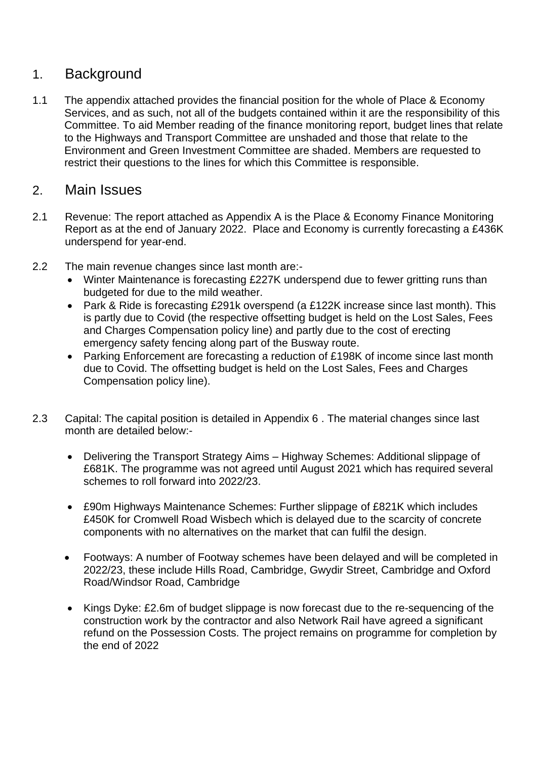## 1. Background

1.1 The appendix attached provides the financial position for the whole of Place & Economy Services, and as such, not all of the budgets contained within it are the responsibility of this Committee. To aid Member reading of the finance monitoring report, budget lines that relate to the Highways and Transport Committee are unshaded and those that relate to the Environment and Green Investment Committee are shaded. Members are requested to restrict their questions to the lines for which this Committee is responsible.

## 2. Main Issues

2.1 Revenue: The report attached as Appendix A is the Place & Economy Finance Monitoring Report as at the end of January 2022. Place and Economy is currently forecasting a £436K underspend for year-end.

2.2 The main revenue changes since last month are:-

- Winter Maintenance is forecasting £227K underspend due to fewer gritting runs than budgeted for due to the mild weather.
- Park & Ride is forecasting £291k overspend (a £122K increase since last month). This is partly due to Covid (the respective offsetting budget is held on the Lost Sales, Fees and Charges Compensation policy line) and partly due to the cost of erecting emergency safety fencing along part of the Busway route.
- Parking Enforcement are forecasting a reduction of £198K of income since last month due to Covid. The offsetting budget is held on the Lost Sales, Fees and Charges Compensation policy line).

2.3 Capital: The capital position is detailed in Appendix 6 . The material changes since last month are detailed below:-

- Delivering the Transport Strategy Aims – Highway Schemes: Additional slippage of £681K. The programme was not agreed until August 2021 which has required several schemes to roll forward into 2022/23.
- £90m Highways Maintenance Schemes: Further slippage of £821K which includes £450K for Cromwell Road Wisbech which is delayed due to the scarcity of concrete components with no alternatives on the market that can fulfil the design.
- Footways: A number of Footway schemes have been delayed and will be completed in 2022/23, these include Hills Road, Cambridge, Gwydir Street, Cambridge and Oxford Road/Windsor Road, Cambridge
- Kings Dyke: £2.6m of budget slippage is now forecast due to the re-sequencing of the construction work by the contractor and also Network Rail have agreed a significant refund on the Possession Costs. The project remains on programme for completion by the end of 2022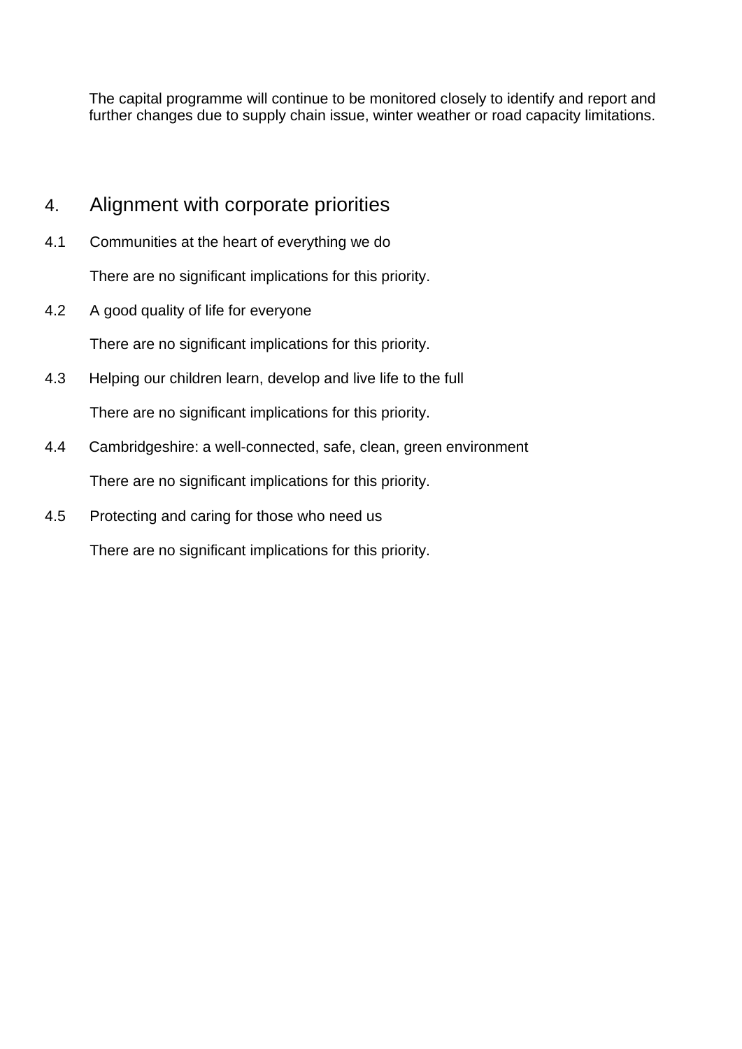The capital programme will continue to be monitored closely to identify and report and further changes due to supply chain issue, winter weather or road capacity limitations.

## 4. Alignment with corporate priorities

4.1 Communities at the heart of everything we do

There are no significant implications for this priority.

4.2 A good quality of life for everyone

There are no significant implications for this priority.

4.3 Helping our children learn, develop and live life to the full

There are no significant implications for this priority.

4.4 Cambridgeshire: a well-connected, safe, clean, green environment

There are no significant implications for this priority.

4.5 Protecting and caring for those who need us

There are no significant implications for this priority.